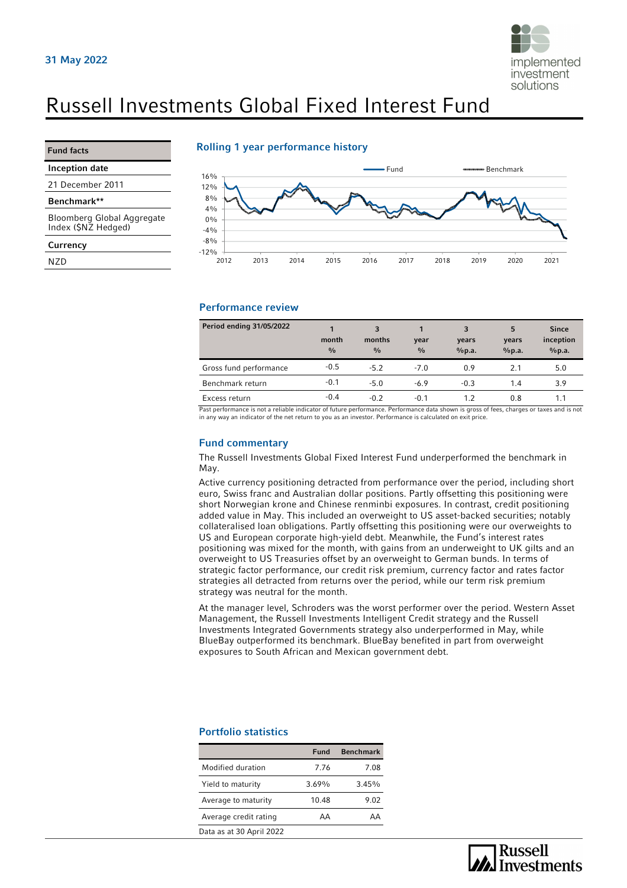31 May 2022

# Russell Investments Global Fixed Interest Fund

| Fund facts |
|---|
| **Inception date** |
| 21 December 2011 |
| **Benchmark**** |
| Bloomberg Global Aggregate Index ($NZ Hedged) |
| **Currency** |
| NZD |

## Rolling 1 year performance history

Fund — Benchmark

16% 12% 8% 4% 0% -4% -8% -12%

2012 2013 2014 2015 2016 2017 2018 2019 2020 2021

## Performance review

| Period ending 31/05/2022 | 1 month % | 3 months % | 1 year % | 3 years %p.a. | 5 years %p.a. | Since inception %p.a. |
|---|---|---|---|---|---|---|
| Gross fund performance | -0.5 | -5.2 | -7.0 | 0.9 | 2.1 | 5.0 |
| Benchmark return | -0.1 | -5.0 | -6.9 | -0.3 | 1.4 | 3.9 |
| Excess return | -0.4 | -0.2 | -0.1 | 1.2 | 0.8 | 1.1 |

Past performance is not a reliable indicator of future performance. Performance data shown is gross of fees, charges or taxes and is not in any way an indicator of the net return to you as an investor. Performance is calculated on exit price.

## Fund commentary

The Russell Investments Global Fixed Interest Fund underperformed the benchmark in May.

Active currency positioning detracted from performance over the period, including short euro, Swiss franc and Australian dollar positions. Partly offsetting this positioning were short Norwegian krone and Chinese renminbi exposures. In contrast, credit positioning added value in May. This included an overweight to US asset-backed securities; notably collateralised loan obligations. Partly offsetting this positioning were our overweights to US and European corporate high-yield debt. Meanwhile, the Fund's interest rates positioning was mixed for the month, with gains from an underweight to UK gilts and an overweight to US Treasuries offset by an overweight to German bunds. In terms of strategic factor performance, our credit risk premium, currency factor and rates factor strategies all detracted from returns over the period, while our term risk premium strategy was neutral for the month.

At the manager level, Schroders was the worst performer over the period. Western Asset Management, the Russell Investments Intelligent Credit strategy and the Russell Investments Integrated Governments strategy also underperformed in May, while BlueBay outperformed its benchmark. BlueBay benefited in part from overweight exposures to South African and Mexican government debt.

## Portfolio statistics

| | Fund | Benchmark |
|---|---|---|
| Modified duration | 7.76 | 7.08 |
| Yield to maturity | 3.69% | 3.45% |
| Average to maturity | 10.48 | 9.02 |
| Average credit rating | AA | AA |

Data as at 30 April 2022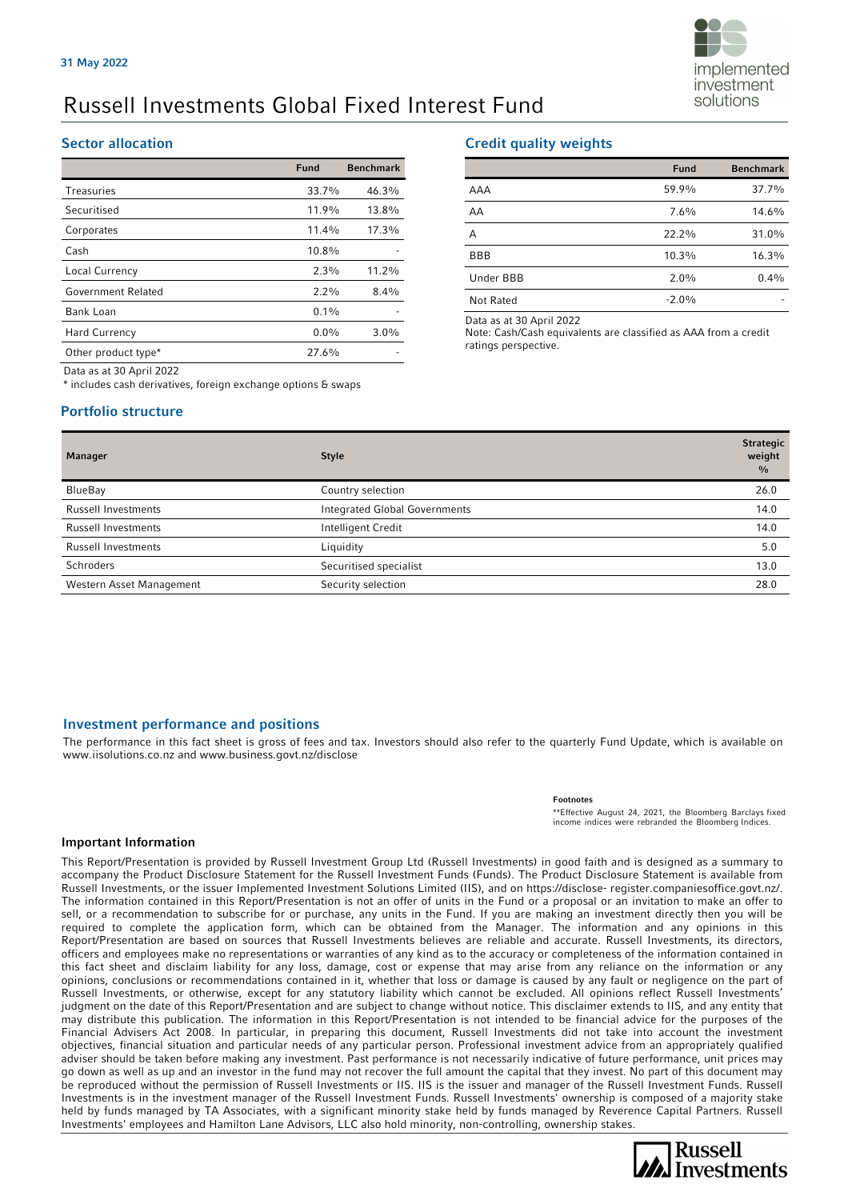31 May 2022

# Russell Investments Global Fixed Interest Fund

## Sector allocation

| | Fund | Benchmark |
|---|---|---|
| Treasuries | 33.7% | 46.3% |
| Securitised | 11.9% | 13.8% |
| Corporates | 11.4% | 17.3% |
| Cash | 10.8% | - |
| Local Currency | 2.3% | 11.2% |
| Government Related | 2.2% | 8.4% |
| Bank Loan | 0.1% | - |
| Hard Currency | 0.0% | 3.0% |
| Other product type* | 27.6% | - |

Data as at 30 April 2022

* includes cash derivatives, foreign exchange options & swaps

## Credit quality weights

| | Fund | Benchmark |
|---|---|---|
| AAA | 59.9% | 37.7% |
| AA | 7.6% | 14.6% |
| A | 22.2% | 31.0% |
| BBB | 10.3% | 16.3% |
| Under BBB | 2.0% | 0.4% |
| Not Rated | -2.0% | - |

Data as at 30 April 2022

Note: Cash/Cash equivalents are classified as AAA from a credit ratings perspective.

## Portfolio structure

| Manager | Style | Strategic weight % |
|---|---|---|
| BlueBay | Country selection | 26.0 |
| Russell Investments | Integrated Global Governments | 14.0 |
| Russell Investments | Intelligent Credit | 14.0 |
| Russell Investments | Liquidity | 5.0 |
| Schroders | Securitised specialist | 13.0 |
| Western Asset Management | Security selection | 28.0 |

## Investment performance and positions

The performance in this fact sheet is gross of fees and tax. Investors should also refer to the quarterly Fund Update, which is available on www.iisolutions.co.nz and www.business.govt.nz/disclose

**Footnotes**

**Effective August 24, 2021, the Bloomberg Barclays fixed income indices were rebranded the Bloomberg Indices.

### Important Information

This Report/Presentation is provided by Russell Investment Group Ltd (Russell Investments) in good faith and is designed as a summary to accompany the Product Disclosure Statement for the Russell Investment Funds (Funds). The Product Disclosure Statement is available from Russell Investments, or the issuer Implemented Investment Solutions Limited (IIS), and on https://disclose- register.companiesoffice.govt.nz/. The information contained in this Report/Presentation is not an offer of units in the Fund or a proposal or an invitation to make an offer to sell, or a recommendation to subscribe for or purchase, any units in the Fund. If you are making an investment directly then you will be required to complete the application form, which can be obtained from the Manager. The information and any opinions in this Report/Presentation are based on sources that Russell Investments believes are reliable and accurate. Russell Investments, its directors, officers and employees make no representations or warranties of any kind as to the accuracy or completeness of the information contained in this fact sheet and disclaim liability for any loss, damage, cost or expense that may arise from any reliance on the information or any opinions, conclusions or recommendations contained in it, whether that loss or damage is caused by any fault or negligence on the part of Russell Investments, or otherwise, except for any statutory liability which cannot be excluded. All opinions reflect Russell Investments' judgment on the date of this Report/Presentation and are subject to change without notice. This disclaimer extends to IIS, and any entity that may distribute this publication. The information in this Report/Presentation is not intended to be financial advice for the purposes of the Financial Advisers Act 2008. In particular, in preparing this document, Russell Investments did not take into account the investment objectives, financial situation and particular needs of any particular person. Professional investment advice from an appropriately qualified adviser should be taken before making any investment. Past performance is not necessarily indicative of future performance, unit prices may go down as well as up and an investor in the fund may not recover the full amount the capital that they invest. No part of this document may be reproduced without the permission of Russell Investments or IIS. IIS is the issuer and manager of the Russell Investment Funds. Russell Investments is in the investment manager of the Russell Investment Funds. Russell Investments' ownership is composed of a majority stake held by funds managed by TA Associates, with a significant minority stake held by funds managed by Reverence Capital Partners. Russell Investments' employees and Hamilton Lane Advisors, LLC also hold minority, non-controlling, ownership stakes.